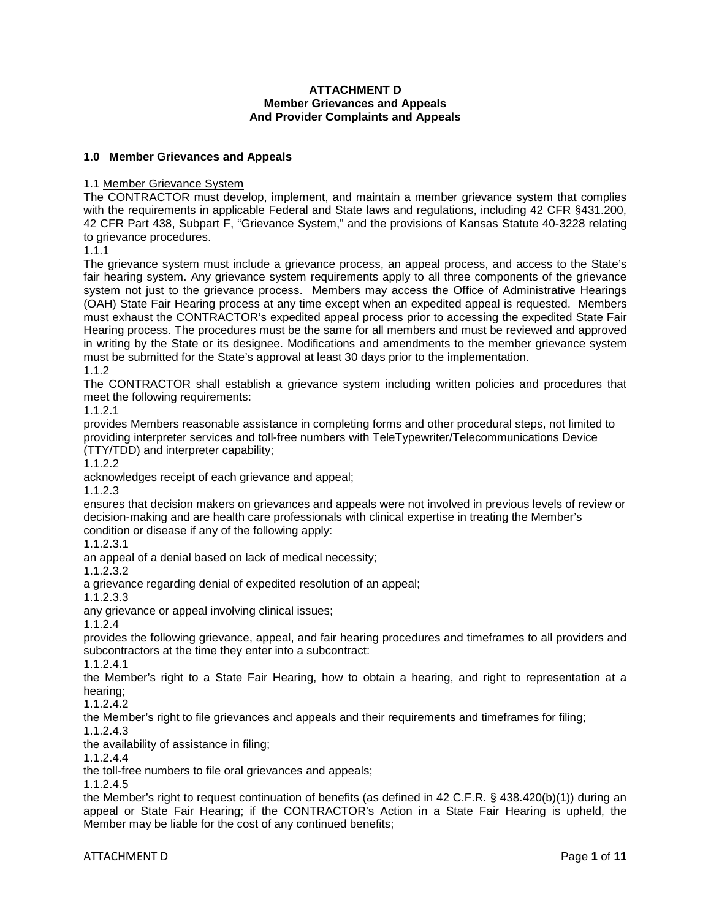**ATTACHMENT D**
**Member Grievances and Appeals**
**And Provider Complaints and Appeals**

## 1.0 Member Grievances and Appeals

1.1 <u>Member Grievance System</u>
The CONTRACTOR must develop, implement, and maintain a member grievance system that complies with the requirements in applicable Federal and State laws and regulations, including 42 CFR §431.200, 42 CFR Part 438, Subpart F, "Grievance System," and the provisions of Kansas Statute 40-3228 relating to grievance procedures.

1.1.1
The grievance system must include a grievance process, an appeal process, and access to the State's fair hearing system. Any grievance system requirements apply to all three components of the grievance system not just to the grievance process. Members may access the Office of Administrative Hearings (OAH) State Fair Hearing process at any time except when an expedited appeal is requested. Members must exhaust the CONTRACTOR's expedited appeal process prior to accessing the expedited State Fair Hearing process. The procedures must be the same for all members and must be reviewed and approved in writing by the State or its designee. Modifications and amendments to the member grievance system must be submitted for the State's approval at least 30 days prior to the implementation.

1.1.2
The CONTRACTOR shall establish a grievance system including written policies and procedures that meet the following requirements:

1.1.2.1
provides Members reasonable assistance in completing forms and other procedural steps, not limited to providing interpreter services and toll-free numbers with TeleTypewriter/Telecommunications Device (TTY/TDD) and interpreter capability;

1.1.2.2
acknowledges receipt of each grievance and appeal;

1.1.2.3
ensures that decision makers on grievances and appeals were not involved in previous levels of review or decision-making and are health care professionals with clinical expertise in treating the Member's condition or disease if any of the following apply:

1.1.2.3.1
an appeal of a denial based on lack of medical necessity;

1.1.2.3.2
a grievance regarding denial of expedited resolution of an appeal;

1.1.2.3.3
any grievance or appeal involving clinical issues;

1.1.2.4
provides the following grievance, appeal, and fair hearing procedures and timeframes to all providers and subcontractors at the time they enter into a subcontract:

1.1.2.4.1
the Member's right to a State Fair Hearing, how to obtain a hearing, and right to representation at a hearing;

1.1.2.4.2
the Member's right to file grievances and appeals and their requirements and timeframes for filing;

1.1.2.4.3
the availability of assistance in filing;

1.1.2.4.4
the toll-free numbers to file oral grievances and appeals;

1.1.2.4.5
the Member's right to request continuation of benefits (as defined in 42 C.F.R. § 438.420(b)(1)) during an appeal or State Fair Hearing; if the CONTRACTOR's Action in a State Fair Hearing is upheld, the Member may be liable for the cost of any continued benefits;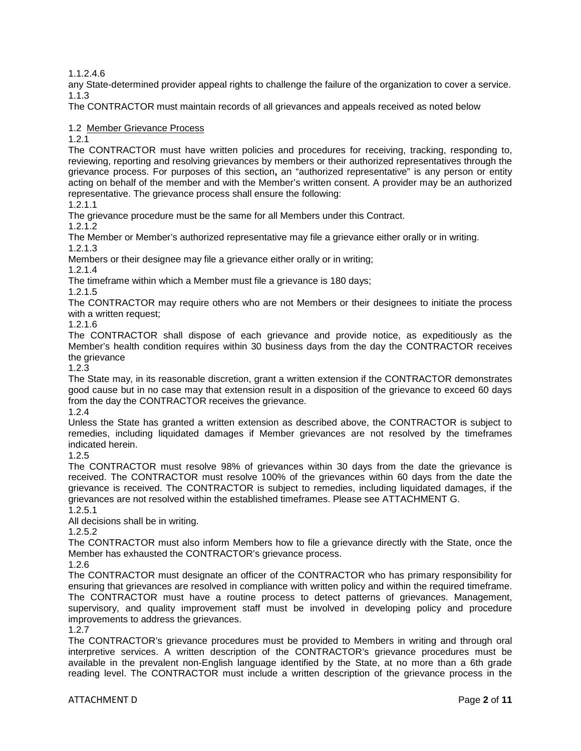1.1.2.4.6

any State-determined provider appeal rights to challenge the failure of the organization to cover a service.

1.1.3

The CONTRACTOR must maintain records of all grievances and appeals received as noted below

1.2 Member Grievance Process

1.2.1

The CONTRACTOR must have written policies and procedures for receiving, tracking, responding to, reviewing, reporting and resolving grievances by members or their authorized representatives through the grievance process. For purposes of this section**,** an "authorized representative" is any person or entity acting on behalf of the member and with the Member's written consent. A provider may be an authorized representative. The grievance process shall ensure the following:

1.2.1.1

The grievance procedure must be the same for all Members under this Contract.

1.2.1.2

The Member or Member's authorized representative may file a grievance either orally or in writing.

1.2.1.3

Members or their designee may file a grievance either orally or in writing;

1.2.1.4

The timeframe within which a Member must file a grievance is 180 days;

1.2.1.5

The CONTRACTOR may require others who are not Members or their designees to initiate the process with a written request;

1.2.1.6

The CONTRACTOR shall dispose of each grievance and provide notice, as expeditiously as the Member's health condition requires within 30 business days from the day the CONTRACTOR receives the grievance

1.2.3

The State may, in its reasonable discretion, grant a written extension if the CONTRACTOR demonstrates good cause but in no case may that extension result in a disposition of the grievance to exceed 60 days from the day the CONTRACTOR receives the grievance.

1.2.4

Unless the State has granted a written extension as described above, the CONTRACTOR is subject to remedies, including liquidated damages if Member grievances are not resolved by the timeframes indicated herein.

1.2.5

The CONTRACTOR must resolve 98% of grievances within 30 days from the date the grievance is received. The CONTRACTOR must resolve 100% of the grievances within 60 days from the date the grievance is received. The CONTRACTOR is subject to remedies, including liquidated damages, if the grievances are not resolved within the established timeframes. Please see ATTACHMENT G.

1.2.5.1

All decisions shall be in writing.

1.2.5.2

The CONTRACTOR must also inform Members how to file a grievance directly with the State, once the Member has exhausted the CONTRACTOR's grievance process.

1.2.6

The CONTRACTOR must designate an officer of the CONTRACTOR who has primary responsibility for ensuring that grievances are resolved in compliance with written policy and within the required timeframe. The CONTRACTOR must have a routine process to detect patterns of grievances. Management, supervisory, and quality improvement staff must be involved in developing policy and procedure improvements to address the grievances.

1.2.7

The CONTRACTOR's grievance procedures must be provided to Members in writing and through oral interpretive services. A written description of the CONTRACTOR's grievance procedures must be available in the prevalent non-English language identified by the State, at no more than a 6th grade reading level. The CONTRACTOR must include a written description of the grievance process in the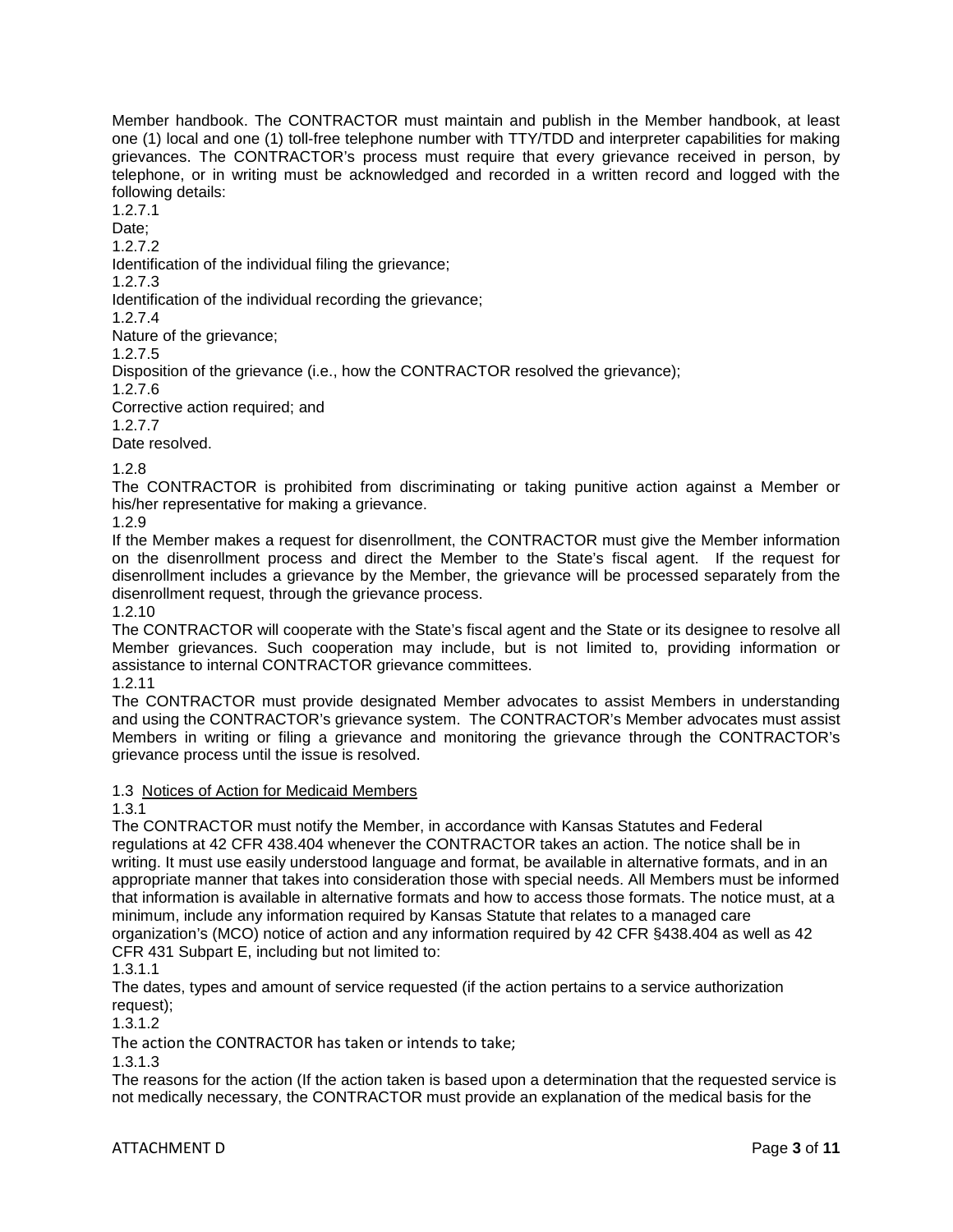Member handbook. The CONTRACTOR must maintain and publish in the Member handbook, at least one (1) local and one (1) toll-free telephone number with TTY/TDD and interpreter capabilities for making grievances. The CONTRACTOR's process must require that every grievance received in person, by telephone, or in writing must be acknowledged and recorded in a written record and logged with the following details:

1.2.7.1
Date;

1.2.7.2
Identification of the individual filing the grievance;

1.2.7.3
Identification of the individual recording the grievance;

1.2.7.4
Nature of the grievance;

1.2.7.5
Disposition of the grievance (i.e., how the CONTRACTOR resolved the grievance);

1.2.7.6
Corrective action required; and

1.2.7.7
Date resolved.

1.2.8
The CONTRACTOR is prohibited from discriminating or taking punitive action against a Member or his/her representative for making a grievance.

1.2.9
If the Member makes a request for disenrollment, the CONTRACTOR must give the Member information on the disenrollment process and direct the Member to the State's fiscal agent. If the request for disenrollment includes a grievance by the Member, the grievance will be processed separately from the disenrollment request, through the grievance process.

1.2.10
The CONTRACTOR will cooperate with the State's fiscal agent and the State or its designee to resolve all Member grievances. Such cooperation may include, but is not limited to, providing information or assistance to internal CONTRACTOR grievance committees.

1.2.11
The CONTRACTOR must provide designated Member advocates to assist Members in understanding and using the CONTRACTOR's grievance system. The CONTRACTOR's Member advocates must assist Members in writing or filing a grievance and monitoring the grievance through the CONTRACTOR's grievance process until the issue is resolved.

1.3 Notices of Action for Medicaid Members

1.3.1
The CONTRACTOR must notify the Member, in accordance with Kansas Statutes and Federal regulations at 42 CFR 438.404 whenever the CONTRACTOR takes an action. The notice shall be in writing. It must use easily understood language and format, be available in alternative formats, and in an appropriate manner that takes into consideration those with special needs. All Members must be informed that information is available in alternative formats and how to access those formats. The notice must, at a minimum, include any information required by Kansas Statute that relates to a managed care organization's (MCO) notice of action and any information required by 42 CFR §438.404 as well as 42 CFR 431 Subpart E, including but not limited to:

1.3.1.1
The dates, types and amount of service requested (if the action pertains to a service authorization request);

1.3.1.2
The action the CONTRACTOR has taken or intends to take;

1.3.1.3
The reasons for the action (If the action taken is based upon a determination that the requested service is not medically necessary, the CONTRACTOR must provide an explanation of the medical basis for the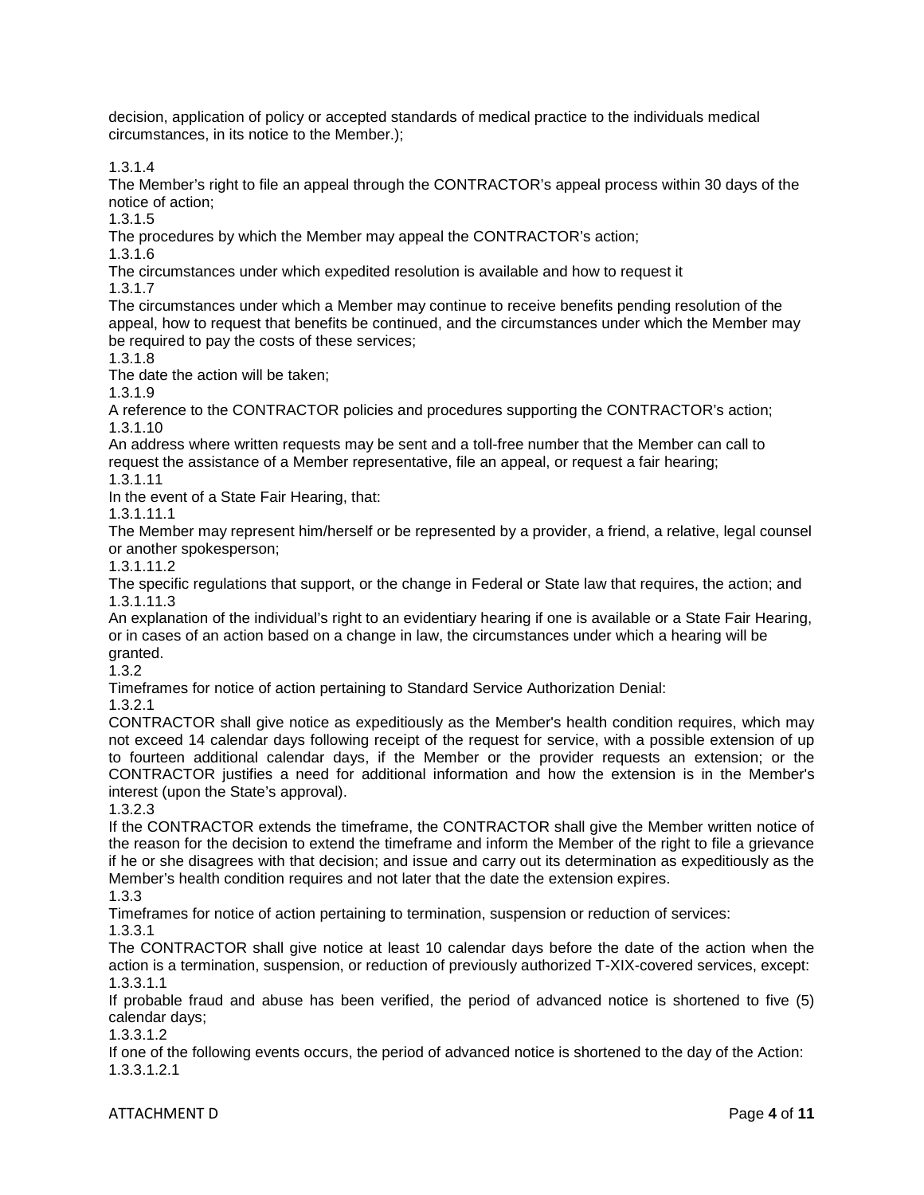decision, application of policy or accepted standards of medical practice to the individuals medical circumstances, in its notice to the Member.);

1.3.1.4
The Member's right to file an appeal through the CONTRACTOR's appeal process within 30 days of the notice of action;

1.3.1.5
The procedures by which the Member may appeal the CONTRACTOR's action;

1.3.1.6
The circumstances under which expedited resolution is available and how to request it

1.3.1.7
The circumstances under which a Member may continue to receive benefits pending resolution of the appeal, how to request that benefits be continued, and the circumstances under which the Member may be required to pay the costs of these services;

1.3.1.8
The date the action will be taken;

1.3.1.9
A reference to the CONTRACTOR policies and procedures supporting the CONTRACTOR's action;

1.3.1.10
An address where written requests may be sent and a toll-free number that the Member can call to request the assistance of a Member representative, file an appeal, or request a fair hearing;

1.3.1.11
In the event of a State Fair Hearing, that:

1.3.1.11.1
The Member may represent him/herself or be represented by a provider, a friend, a relative, legal counsel or another spokesperson;

1.3.1.11.2
The specific regulations that support, or the change in Federal or State law that requires, the action; and

1.3.1.11.3
An explanation of the individual's right to an evidentiary hearing if one is available or a State Fair Hearing, or in cases of an action based on a change in law, the circumstances under which a hearing will be granted.

1.3.2
Timeframes for notice of action pertaining to Standard Service Authorization Denial:

1.3.2.1
CONTRACTOR shall give notice as expeditiously as the Member's health condition requires, which may not exceed 14 calendar days following receipt of the request for service, with a possible extension of up to fourteen additional calendar days, if the Member or the provider requests an extension; or the CONTRACTOR justifies a need for additional information and how the extension is in the Member's interest (upon the State's approval).

1.3.2.3
If the CONTRACTOR extends the timeframe, the CONTRACTOR shall give the Member written notice of the reason for the decision to extend the timeframe and inform the Member of the right to file a grievance if he or she disagrees with that decision; and issue and carry out its determination as expeditiously as the Member's health condition requires and not later that the date the extension expires.

1.3.3
Timeframes for notice of action pertaining to termination, suspension or reduction of services:

1.3.3.1
The CONTRACTOR shall give notice at least 10 calendar days before the date of the action when the action is a termination, suspension, or reduction of previously authorized T-XIX-covered services, except:

1.3.3.1.1
If probable fraud and abuse has been verified, the period of advanced notice is shortened to five (5) calendar days;

1.3.3.1.2
If one of the following events occurs, the period of advanced notice is shortened to the day of the Action:

1.3.3.1.2.1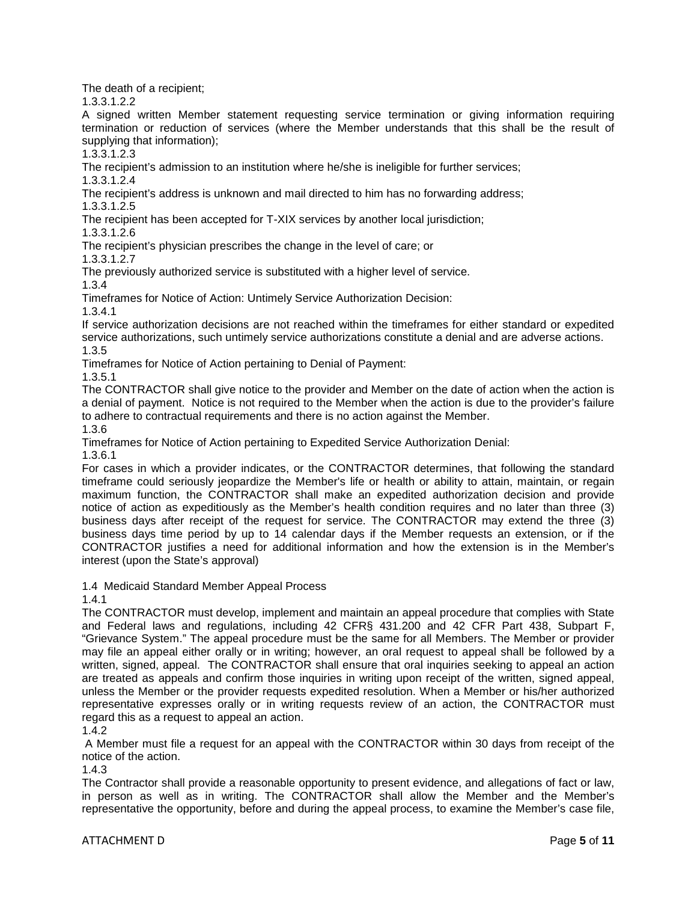The death of a recipient;

1.3.3.1.2.2

A signed written Member statement requesting service termination or giving information requiring termination or reduction of services (where the Member understands that this shall be the result of supplying that information);

1.3.3.1.2.3

The recipient's admission to an institution where he/she is ineligible for further services;

1.3.3.1.2.4

The recipient's address is unknown and mail directed to him has no forwarding address;

1.3.3.1.2.5

The recipient has been accepted for T-XIX services by another local jurisdiction;

1.3.3.1.2.6

The recipient's physician prescribes the change in the level of care; or

1.3.3.1.2.7

The previously authorized service is substituted with a higher level of service.

1.3.4

Timeframes for Notice of Action: Untimely Service Authorization Decision:

1.3.4.1

If service authorization decisions are not reached within the timeframes for either standard or expedited service authorizations, such untimely service authorizations constitute a denial and are adverse actions.

1.3.5

Timeframes for Notice of Action pertaining to Denial of Payment:

1.3.5.1

The CONTRACTOR shall give notice to the provider and Member on the date of action when the action is a denial of payment. Notice is not required to the Member when the action is due to the provider's failure to adhere to contractual requirements and there is no action against the Member.

1.3.6

Timeframes for Notice of Action pertaining to Expedited Service Authorization Denial:

1.3.6.1

For cases in which a provider indicates, or the CONTRACTOR determines, that following the standard timeframe could seriously jeopardize the Member's life or health or ability to attain, maintain, or regain maximum function, the CONTRACTOR shall make an expedited authorization decision and provide notice of action as expeditiously as the Member's health condition requires and no later than three (3) business days after receipt of the request for service. The CONTRACTOR may extend the three (3) business days time period by up to 14 calendar days if the Member requests an extension, or if the CONTRACTOR justifies a need for additional information and how the extension is in the Member's interest (upon the State's approval)

1.4 Medicaid Standard Member Appeal Process

1.4.1

The CONTRACTOR must develop, implement and maintain an appeal procedure that complies with State and Federal laws and regulations, including 42 CFR§ 431.200 and 42 CFR Part 438, Subpart F, "Grievance System." The appeal procedure must be the same for all Members. The Member or provider may file an appeal either orally or in writing; however, an oral request to appeal shall be followed by a written, signed, appeal. The CONTRACTOR shall ensure that oral inquiries seeking to appeal an action are treated as appeals and confirm those inquiries in writing upon receipt of the written, signed appeal, unless the Member or the provider requests expedited resolution. When a Member or his/her authorized representative expresses orally or in writing requests review of an action, the CONTRACTOR must regard this as a request to appeal an action.

1.4.2

A Member must file a request for an appeal with the CONTRACTOR within 30 days from receipt of the notice of the action.

1.4.3

The Contractor shall provide a reasonable opportunity to present evidence, and allegations of fact or law, in person as well as in writing. The CONTRACTOR shall allow the Member and the Member's representative the opportunity, before and during the appeal process, to examine the Member's case file,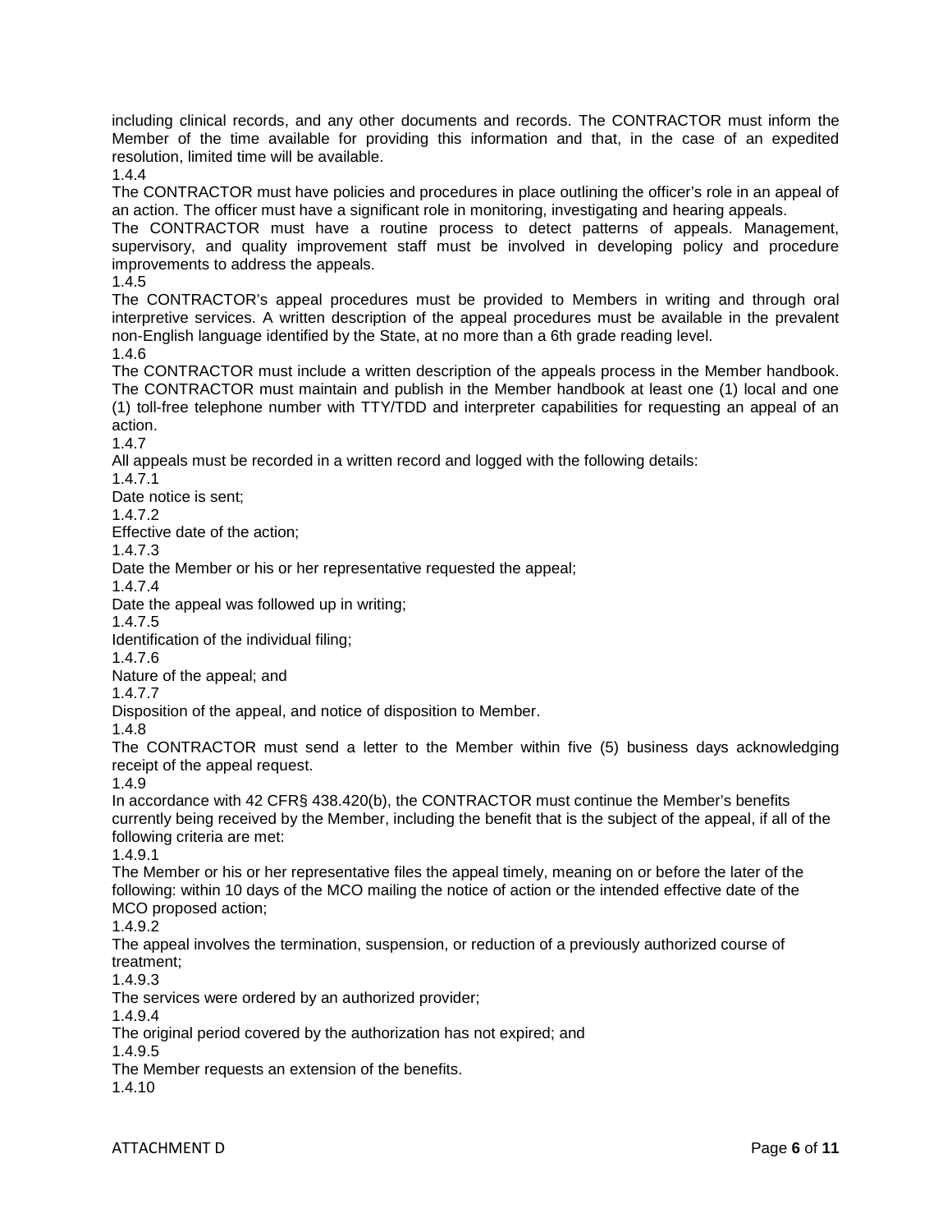including clinical records, and any other documents and records. The CONTRACTOR must inform the Member of the time available for providing this information and that, in the case of an expedited resolution, limited time will be available.

1.4.4

The CONTRACTOR must have policies and procedures in place outlining the officer's role in an appeal of an action. The officer must have a significant role in monitoring, investigating and hearing appeals.

The CONTRACTOR must have a routine process to detect patterns of appeals. Management, supervisory, and quality improvement staff must be involved in developing policy and procedure improvements to address the appeals.

1.4.5

The CONTRACTOR's appeal procedures must be provided to Members in writing and through oral interpretive services. A written description of the appeal procedures must be available in the prevalent non-English language identified by the State, at no more than a 6th grade reading level.

1.4.6

The CONTRACTOR must include a written description of the appeals process in the Member handbook. The CONTRACTOR must maintain and publish in the Member handbook at least one (1) local and one (1) toll-free telephone number with TTY/TDD and interpreter capabilities for requesting an appeal of an action.

1.4.7

All appeals must be recorded in a written record and logged with the following details:

1.4.7.1

Date notice is sent;

1.4.7.2

Effective date of the action;

1.4.7.3

Date the Member or his or her representative requested the appeal;

1.4.7.4

Date the appeal was followed up in writing;

1.4.7.5

Identification of the individual filing;

1.4.7.6

Nature of the appeal; and

1.4.7.7

Disposition of the appeal, and notice of disposition to Member.

1.4.8

The CONTRACTOR must send a letter to the Member within five (5) business days acknowledging receipt of the appeal request.

1.4.9

In accordance with 42 CFR§ 438.420(b), the CONTRACTOR must continue the Member's benefits currently being received by the Member, including the benefit that is the subject of the appeal, if all of the following criteria are met:

1.4.9.1

The Member or his or her representative files the appeal timely, meaning on or before the later of the following: within 10 days of the MCO mailing the notice of action or the intended effective date of the MCO proposed action;

1.4.9.2

The appeal involves the termination, suspension, or reduction of a previously authorized course of treatment;

1.4.9.3

The services were ordered by an authorized provider;

1.4.9.4

The original period covered by the authorization has not expired; and

1.4.9.5

The Member requests an extension of the benefits.

1.4.10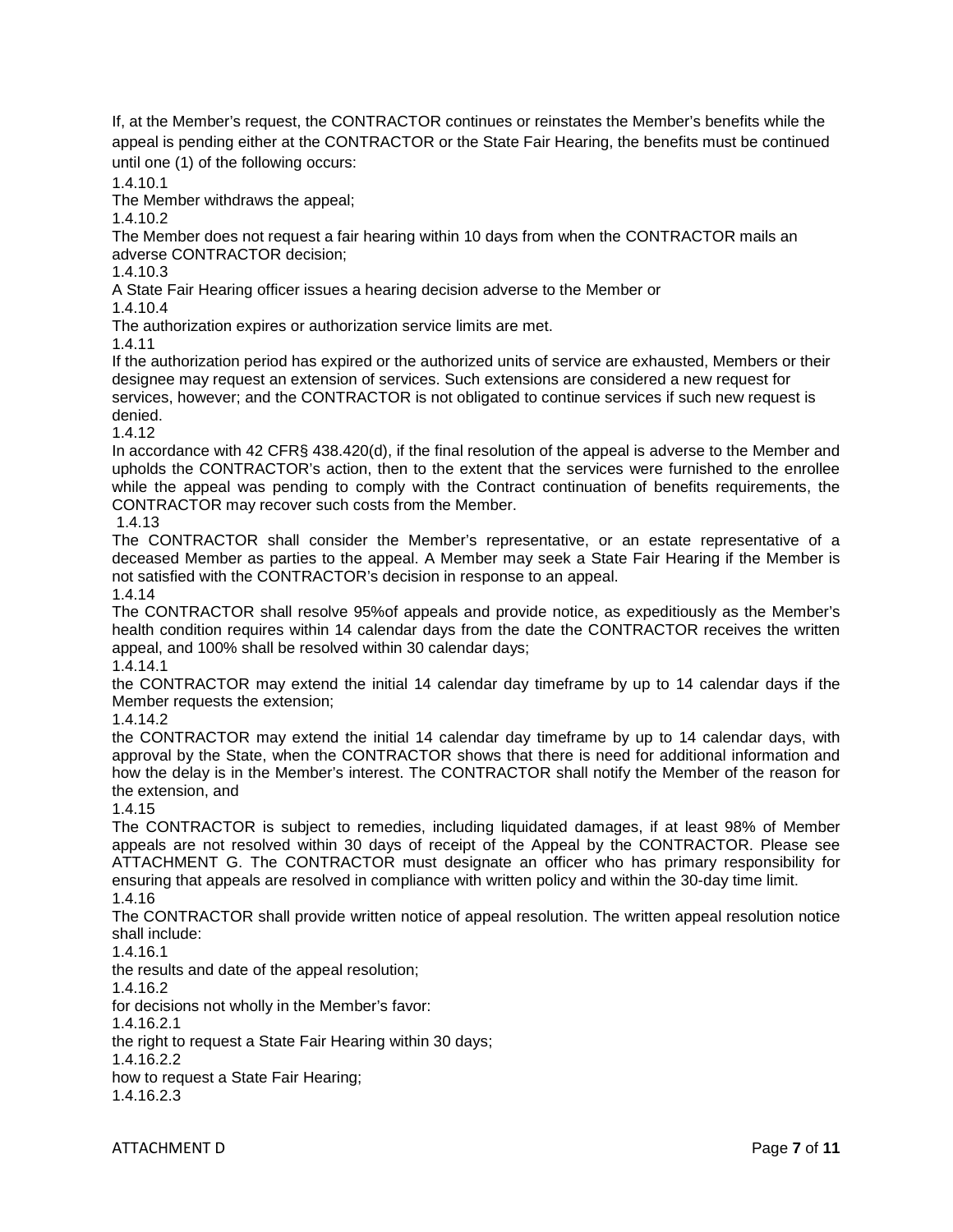If, at the Member's request, the CONTRACTOR continues or reinstates the Member's benefits while the appeal is pending either at the CONTRACTOR or the State Fair Hearing, the benefits must be continued until one (1) of the following occurs:

1.4.10.1

The Member withdraws the appeal;

1.4.10.2

The Member does not request a fair hearing within 10 days from when the CONTRACTOR mails an adverse CONTRACTOR decision;

1.4.10.3

A State Fair Hearing officer issues a hearing decision adverse to the Member or

1.4.10.4

The authorization expires or authorization service limits are met.

1.4.11

If the authorization period has expired or the authorized units of service are exhausted, Members or their designee may request an extension of services. Such extensions are considered a new request for services, however; and the CONTRACTOR is not obligated to continue services if such new request is denied.

1.4.12

In accordance with 42 CFR§ 438.420(d), if the final resolution of the appeal is adverse to the Member and upholds the CONTRACTOR's action, then to the extent that the services were furnished to the enrollee while the appeal was pending to comply with the Contract continuation of benefits requirements, the CONTRACTOR may recover such costs from the Member.

1.4.13

The CONTRACTOR shall consider the Member's representative, or an estate representative of a deceased Member as parties to the appeal. A Member may seek a State Fair Hearing if the Member is not satisfied with the CONTRACTOR's decision in response to an appeal.

1.4.14

The CONTRACTOR shall resolve 95%of appeals and provide notice, as expeditiously as the Member's health condition requires within 14 calendar days from the date the CONTRACTOR receives the written appeal, and 100% shall be resolved within 30 calendar days;

1.4.14.1

the CONTRACTOR may extend the initial 14 calendar day timeframe by up to 14 calendar days if the Member requests the extension;

1.4.14.2

the CONTRACTOR may extend the initial 14 calendar day timeframe by up to 14 calendar days, with approval by the State, when the CONTRACTOR shows that there is need for additional information and how the delay is in the Member's interest. The CONTRACTOR shall notify the Member of the reason for the extension, and

1.4.15

The CONTRACTOR is subject to remedies, including liquidated damages, if at least 98% of Member appeals are not resolved within 30 days of receipt of the Appeal by the CONTRACTOR. Please see ATTACHMENT G. The CONTRACTOR must designate an officer who has primary responsibility for ensuring that appeals are resolved in compliance with written policy and within the 30-day time limit.

1.4.16

The CONTRACTOR shall provide written notice of appeal resolution. The written appeal resolution notice shall include:

1.4.16.1

the results and date of the appeal resolution;

1.4.16.2

for decisions not wholly in the Member's favor:

1.4.16.2.1

the right to request a State Fair Hearing within 30 days;

1.4.16.2.2

how to request a State Fair Hearing;

1.4.16.2.3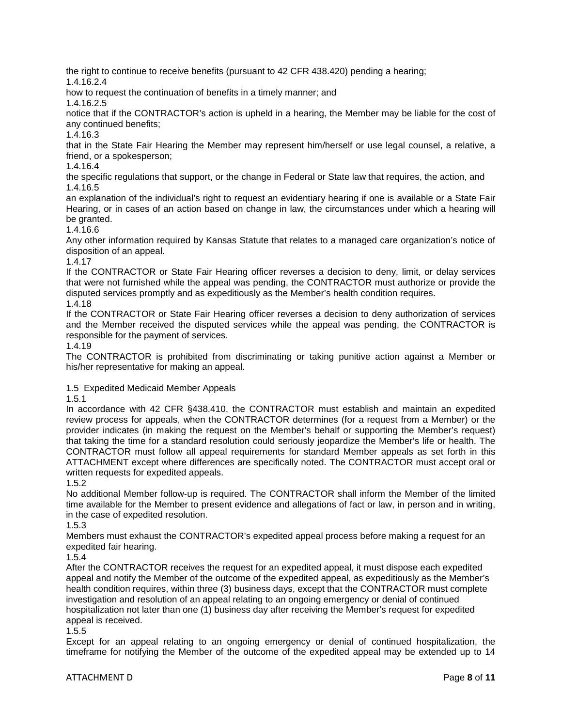the right to continue to receive benefits (pursuant to 42 CFR 438.420) pending a hearing;

1.4.16.2.4

how to request the continuation of benefits in a timely manner; and

1.4.16.2.5

notice that if the CONTRACTOR's action is upheld in a hearing, the Member may be liable for the cost of any continued benefits;

1.4.16.3

that in the State Fair Hearing the Member may represent him/herself or use legal counsel, a relative, a friend, or a spokesperson;

1.4.16.4

the specific regulations that support, or the change in Federal or State law that requires, the action, and

1.4.16.5

an explanation of the individual's right to request an evidentiary hearing if one is available or a State Fair Hearing, or in cases of an action based on change in law, the circumstances under which a hearing will be granted.

1.4.16.6

Any other information required by Kansas Statute that relates to a managed care organization's notice of disposition of an appeal.

1.4.17

If the CONTRACTOR or State Fair Hearing officer reverses a decision to deny, limit, or delay services that were not furnished while the appeal was pending, the CONTRACTOR must authorize or provide the disputed services promptly and as expeditiously as the Member's health condition requires.

1.4.18

If the CONTRACTOR or State Fair Hearing officer reverses a decision to deny authorization of services and the Member received the disputed services while the appeal was pending, the CONTRACTOR is responsible for the payment of services.

1.4.19

The CONTRACTOR is prohibited from discriminating or taking punitive action against a Member or his/her representative for making an appeal.

1.5 Expedited Medicaid Member Appeals

1.5.1

In accordance with 42 CFR §438.410, the CONTRACTOR must establish and maintain an expedited review process for appeals, when the CONTRACTOR determines (for a request from a Member) or the provider indicates (in making the request on the Member's behalf or supporting the Member's request) that taking the time for a standard resolution could seriously jeopardize the Member's life or health. The CONTRACTOR must follow all appeal requirements for standard Member appeals as set forth in this ATTACHMENT except where differences are specifically noted. The CONTRACTOR must accept oral or written requests for expedited appeals.

1.5.2

No additional Member follow-up is required. The CONTRACTOR shall inform the Member of the limited time available for the Member to present evidence and allegations of fact or law, in person and in writing, in the case of expedited resolution.

1.5.3

Members must exhaust the CONTRACTOR's expedited appeal process before making a request for an expedited fair hearing.

1.5.4

After the CONTRACTOR receives the request for an expedited appeal, it must dispose each expedited appeal and notify the Member of the outcome of the expedited appeal, as expeditiously as the Member's health condition requires, within three (3) business days, except that the CONTRACTOR must complete investigation and resolution of an appeal relating to an ongoing emergency or denial of continued hospitalization not later than one (1) business day after receiving the Member's request for expedited appeal is received.

1.5.5

Except for an appeal relating to an ongoing emergency or denial of continued hospitalization, the timeframe for notifying the Member of the outcome of the expedited appeal may be extended up to 14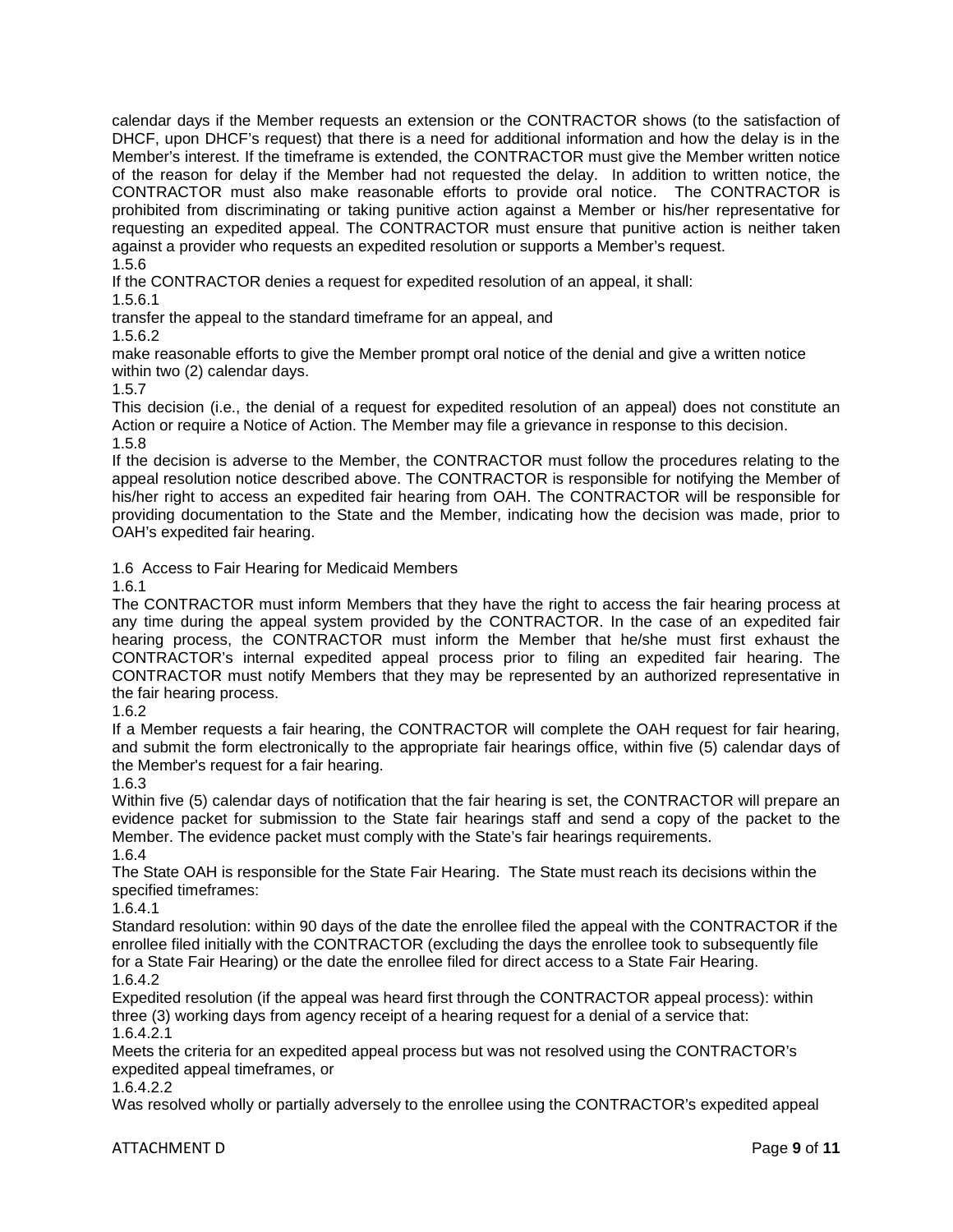calendar days if the Member requests an extension or the CONTRACTOR shows (to the satisfaction of DHCF, upon DHCF's request) that there is a need for additional information and how the delay is in the Member's interest. If the timeframe is extended, the CONTRACTOR must give the Member written notice of the reason for delay if the Member had not requested the delay. In addition to written notice, the CONTRACTOR must also make reasonable efforts to provide oral notice. The CONTRACTOR is prohibited from discriminating or taking punitive action against a Member or his/her representative for requesting an expedited appeal. The CONTRACTOR must ensure that punitive action is neither taken against a provider who requests an expedited resolution or supports a Member's request.

1.5.6

If the CONTRACTOR denies a request for expedited resolution of an appeal, it shall:

1.5.6.1

transfer the appeal to the standard timeframe for an appeal, and

1.5.6.2

make reasonable efforts to give the Member prompt oral notice of the denial and give a written notice within two (2) calendar days.

1.5.7

This decision (i.e., the denial of a request for expedited resolution of an appeal) does not constitute an Action or require a Notice of Action. The Member may file a grievance in response to this decision.

1.5.8

If the decision is adverse to the Member, the CONTRACTOR must follow the procedures relating to the appeal resolution notice described above. The CONTRACTOR is responsible for notifying the Member of his/her right to access an expedited fair hearing from OAH. The CONTRACTOR will be responsible for providing documentation to the State and the Member, indicating how the decision was made, prior to OAH's expedited fair hearing.

1.6 Access to Fair Hearing for Medicaid Members

1.6.1

The CONTRACTOR must inform Members that they have the right to access the fair hearing process at any time during the appeal system provided by the CONTRACTOR. In the case of an expedited fair hearing process, the CONTRACTOR must inform the Member that he/she must first exhaust the CONTRACTOR's internal expedited appeal process prior to filing an expedited fair hearing. The CONTRACTOR must notify Members that they may be represented by an authorized representative in the fair hearing process.

1.6.2

If a Member requests a fair hearing, the CONTRACTOR will complete the OAH request for fair hearing, and submit the form electronically to the appropriate fair hearings office, within five (5) calendar days of the Member's request for a fair hearing.

1.6.3

Within five (5) calendar days of notification that the fair hearing is set, the CONTRACTOR will prepare an evidence packet for submission to the State fair hearings staff and send a copy of the packet to the Member. The evidence packet must comply with the State's fair hearings requirements.

1.6.4

The State OAH is responsible for the State Fair Hearing. The State must reach its decisions within the specified timeframes:

1.6.4.1

Standard resolution: within 90 days of the date the enrollee filed the appeal with the CONTRACTOR if the enrollee filed initially with the CONTRACTOR (excluding the days the enrollee took to subsequently file for a State Fair Hearing) or the date the enrollee filed for direct access to a State Fair Hearing.

1.6.4.2

Expedited resolution (if the appeal was heard first through the CONTRACTOR appeal process): within three (3) working days from agency receipt of a hearing request for a denial of a service that:

1.6.4.2.1

Meets the criteria for an expedited appeal process but was not resolved using the CONTRACTOR's expedited appeal timeframes, or

1.6.4.2.2

Was resolved wholly or partially adversely to the enrollee using the CONTRACTOR's expedited appeal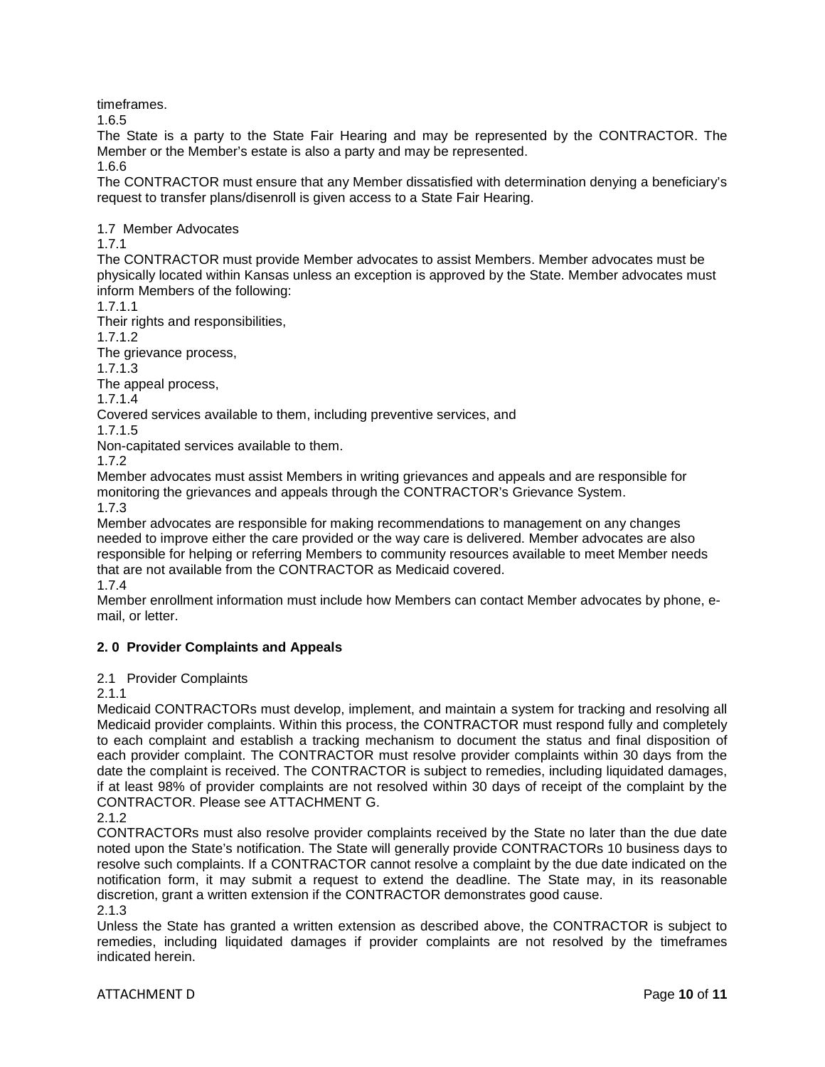timeframes.

1.6.5

The State is a party to the State Fair Hearing and may be represented by the CONTRACTOR. The Member or the Member's estate is also a party and may be represented.

1.6.6

The CONTRACTOR must ensure that any Member dissatisfied with determination denying a beneficiary's request to transfer plans/disenroll is given access to a State Fair Hearing.

1.7 Member Advocates

1.7.1

The CONTRACTOR must provide Member advocates to assist Members. Member advocates must be physically located within Kansas unless an exception is approved by the State. Member advocates must inform Members of the following:

1.7.1.1

Their rights and responsibilities,

1.7.1.2

The grievance process,

1.7.1.3

The appeal process,

1.7.1.4

Covered services available to them, including preventive services, and

1.7.1.5

Non-capitated services available to them.

1.7.2

Member advocates must assist Members in writing grievances and appeals and are responsible for monitoring the grievances and appeals through the CONTRACTOR's Grievance System.

1.7.3

Member advocates are responsible for making recommendations to management on any changes needed to improve either the care provided or the way care is delivered. Member advocates are also responsible for helping or referring Members to community resources available to meet Member needs that are not available from the CONTRACTOR as Medicaid covered.

1.7.4

Member enrollment information must include how Members can contact Member advocates by phone, e-mail, or letter.

## 2. 0 Provider Complaints and Appeals

2.1 Provider Complaints

2.1.1

Medicaid CONTRACTORs must develop, implement, and maintain a system for tracking and resolving all Medicaid provider complaints. Within this process, the CONTRACTOR must respond fully and completely to each complaint and establish a tracking mechanism to document the status and final disposition of each provider complaint. The CONTRACTOR must resolve provider complaints within 30 days from the date the complaint is received. The CONTRACTOR is subject to remedies, including liquidated damages, if at least 98% of provider complaints are not resolved within 30 days of receipt of the complaint by the CONTRACTOR. Please see ATTACHMENT G.

2.1.2

CONTRACTORs must also resolve provider complaints received by the State no later than the due date noted upon the State's notification. The State will generally provide CONTRACTORs 10 business days to resolve such complaints. If a CONTRACTOR cannot resolve a complaint by the due date indicated on the notification form, it may submit a request to extend the deadline. The State may, in its reasonable discretion, grant a written extension if the CONTRACTOR demonstrates good cause.

2.1.3

Unless the State has granted a written extension as described above, the CONTRACTOR is subject to remedies, including liquidated damages if provider complaints are not resolved by the timeframes indicated herein.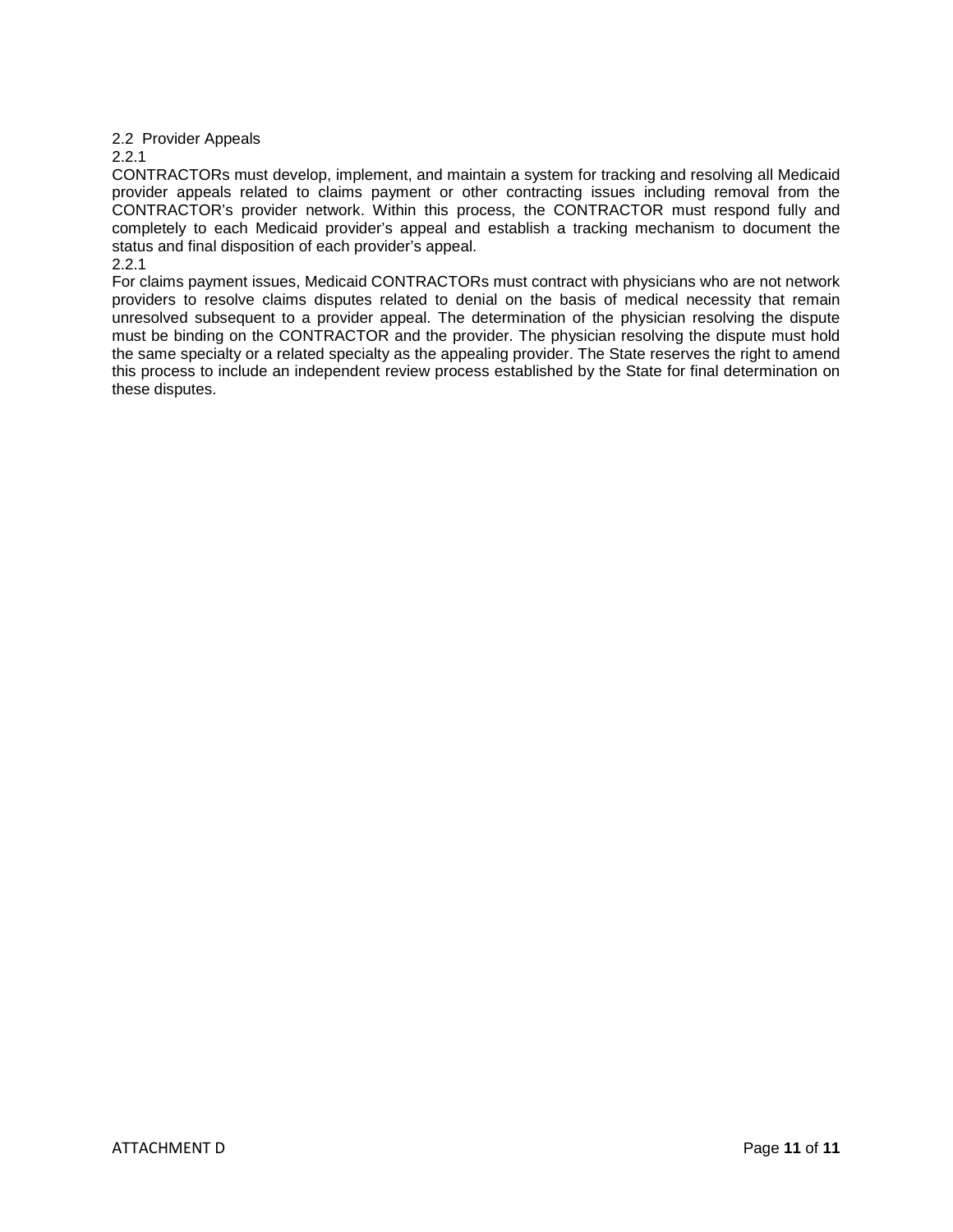2.2 Provider Appeals

2.2.1

CONTRACTORs must develop, implement, and maintain a system for tracking and resolving all Medicaid provider appeals related to claims payment or other contracting issues including removal from the CONTRACTOR's provider network. Within this process, the CONTRACTOR must respond fully and completely to each Medicaid provider's appeal and establish a tracking mechanism to document the status and final disposition of each provider's appeal.

2.2.1

For claims payment issues, Medicaid CONTRACTORs must contract with physicians who are not network providers to resolve claims disputes related to denial on the basis of medical necessity that remain unresolved subsequent to a provider appeal. The determination of the physician resolving the dispute must be binding on the CONTRACTOR and the provider. The physician resolving the dispute must hold the same specialty or a related specialty as the appealing provider. The State reserves the right to amend this process to include an independent review process established by the State for final determination on these disputes.